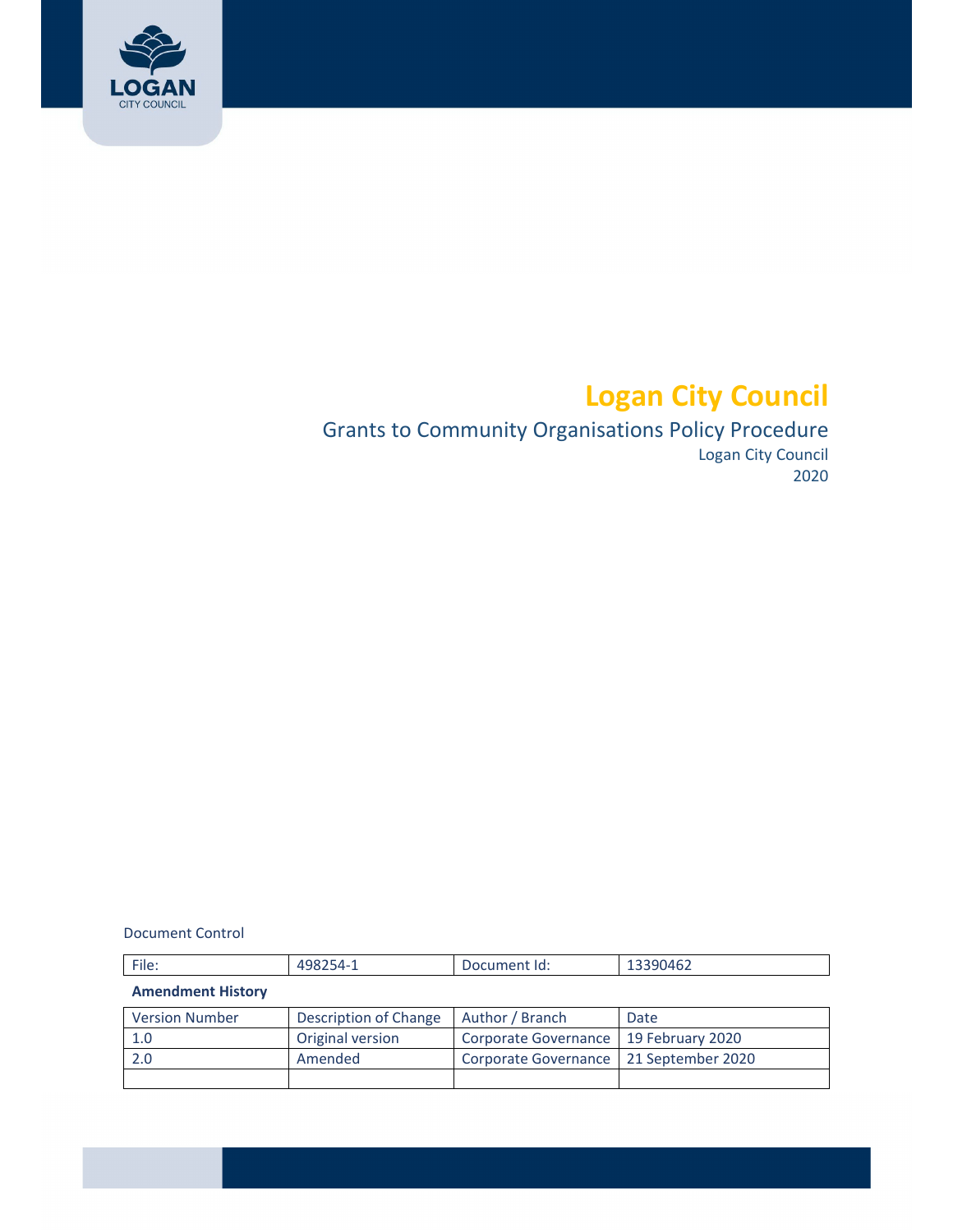LOGAN
CITY COUNCIL

# Logan City Council

## Grants to Community Organisations Policy Procedure

Logan City Council
2020

Document Control

| File: | 498254-1 | Document Id: | 13390462 |
|---|---|---|---|

**Amendment History**

| Version Number | Description of Change | Author / Branch | Date |
|---|---|---|---|
| 1.0 | Original version | Corporate Governance | 19 February 2020 |
| 2.0 | Amended | Corporate Governance | 21 September 2020 |
| | | | |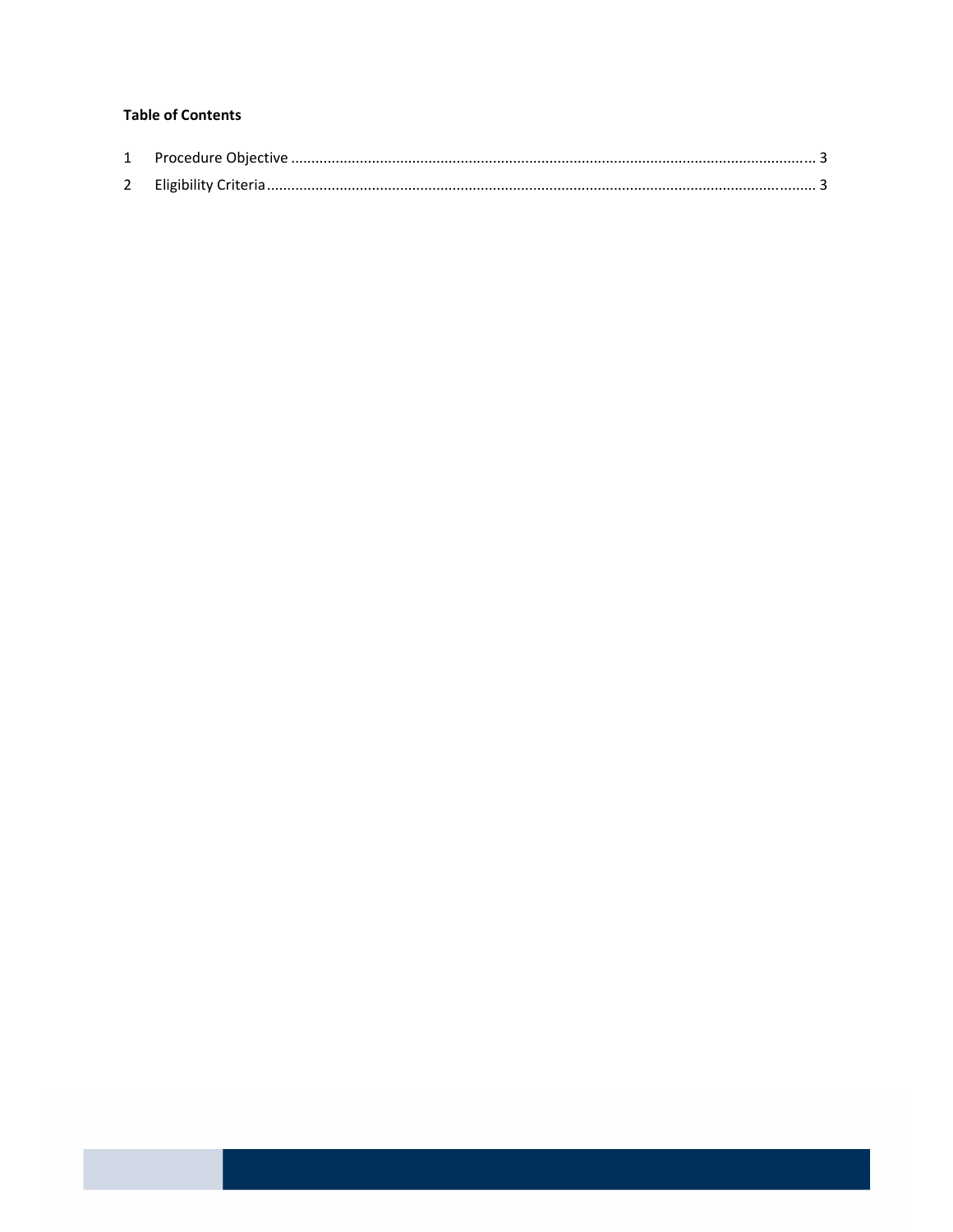**Table of Contents**

1 Procedure Objective ........................................................................................................................ 3

2 Eligibility Criteria ............................................................................................................................. 3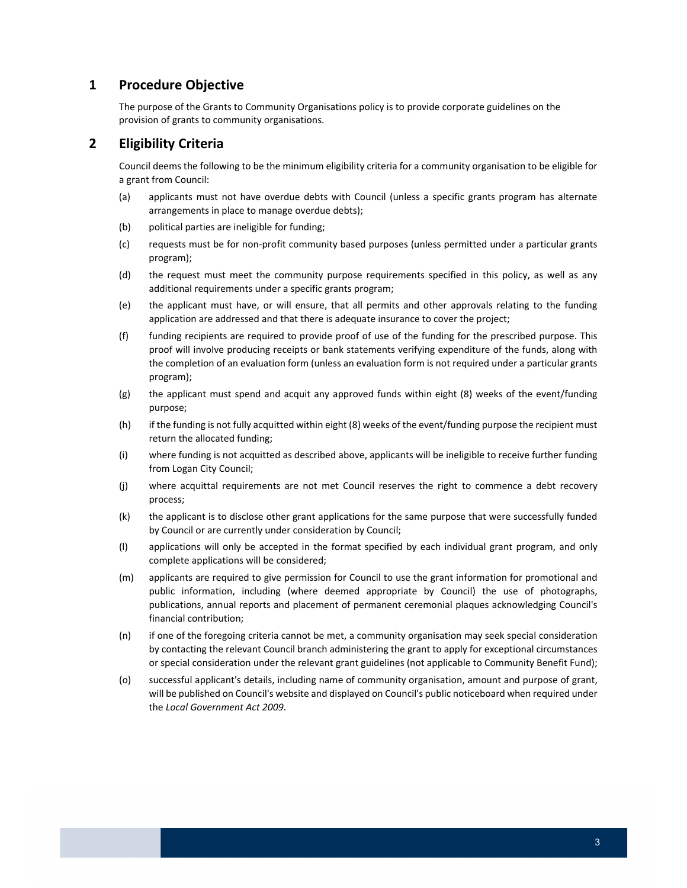## 1 Procedure Objective

The purpose of the Grants to Community Organisations policy is to provide corporate guidelines on the provision of grants to community organisations.

## 2 Eligibility Criteria

Council deems the following to be the minimum eligibility criteria for a community organisation to be eligible for a grant from Council:

(a) applicants must not have overdue debts with Council (unless a specific grants program has alternate arrangements in place to manage overdue debts);

(b) political parties are ineligible for funding;

(c) requests must be for non-profit community based purposes (unless permitted under a particular grants program);

(d) the request must meet the community purpose requirements specified in this policy, as well as any additional requirements under a specific grants program;

(e) the applicant must have, or will ensure, that all permits and other approvals relating to the funding application are addressed and that there is adequate insurance to cover the project;

(f) funding recipients are required to provide proof of use of the funding for the prescribed purpose. This proof will involve producing receipts or bank statements verifying expenditure of the funds, along with the completion of an evaluation form (unless an evaluation form is not required under a particular grants program);

(g) the applicant must spend and acquit any approved funds within eight (8) weeks of the event/funding purpose;

(h) if the funding is not fully acquitted within eight (8) weeks of the event/funding purpose the recipient must return the allocated funding;

(i) where funding is not acquitted as described above, applicants will be ineligible to receive further funding from Logan City Council;

(j) where acquittal requirements are not met Council reserves the right to commence a debt recovery process;

(k) the applicant is to disclose other grant applications for the same purpose that were successfully funded by Council or are currently under consideration by Council;

(l) applications will only be accepted in the format specified by each individual grant program, and only complete applications will be considered;

(m) applicants are required to give permission for Council to use the grant information for promotional and public information, including (where deemed appropriate by Council) the use of photographs, publications, annual reports and placement of permanent ceremonial plaques acknowledging Council's financial contribution;

(n) if one of the foregoing criteria cannot be met, a community organisation may seek special consideration by contacting the relevant Council branch administering the grant to apply for exceptional circumstances or special consideration under the relevant grant guidelines (not applicable to Community Benefit Fund);

(o) successful applicant's details, including name of community organisation, amount and purpose of grant, will be published on Council's website and displayed on Council's public noticeboard when required under the *Local Government Act 2009*.